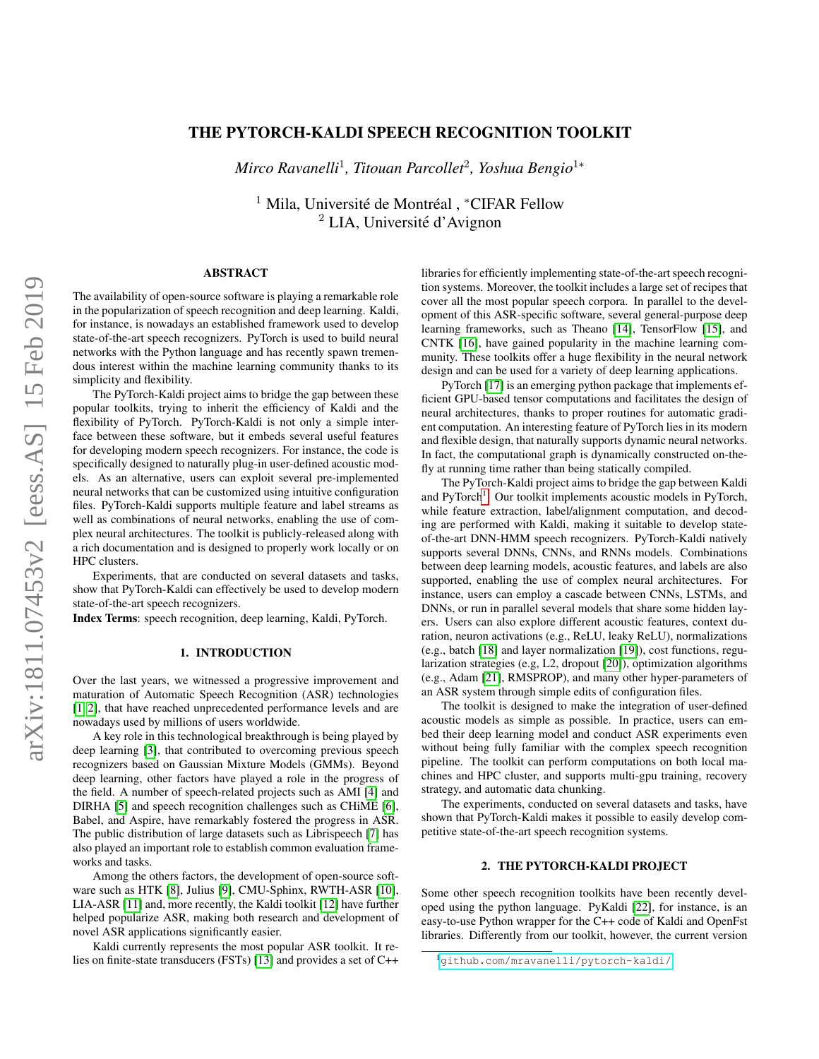# THE PYTORCH-KALDI SPEECH RECOGNITION TOOLKIT

*Mirco Ravanelli*[1], *Titouan Parcollet*[2], *Yoshua Bengio*[1*]

[1] Mila, Université de Montréal , [*]CIFAR Fellow
[2] LIA, Université d'Avignon

## ABSTRACT

The availability of open-source software is playing a remarkable role in the popularization of speech recognition and deep learning. Kaldi, for instance, is nowadays an established framework used to develop state-of-the-art speech recognizers. PyTorch is used to build neural networks with the Python language and has recently spawn tremendous interest within the machine learning community thanks to its simplicity and flexibility.

The PyTorch-Kaldi project aims to bridge the gap between these popular toolkits, trying to inherit the efficiency of Kaldi and the flexibility of PyTorch. PyTorch-Kaldi is not only a simple interface between these software, but it embeds several useful features for developing modern speech recognizers. For instance, the code is specifically designed to naturally plug-in user-defined acoustic models. As an alternative, users can exploit several pre-implemented neural networks that can be customized using intuitive configuration files. PyTorch-Kaldi supports multiple feature and label streams as well as combinations of neural networks, enabling the use of complex neural architectures. The toolkit is publicly-released along with a rich documentation and is designed to properly work locally or on HPC clusters.

Experiments, that are conducted on several datasets and tasks, show that PyTorch-Kaldi can effectively be used to develop modern state-of-the-art speech recognizers.

**Index Terms**: speech recognition, deep learning, Kaldi, PyTorch.

## 1. INTRODUCTION

Over the last years, we witnessed a progressive improvement and maturation of Automatic Speech Recognition (ASR) technologies [1, 2], that have reached unprecedented performance levels and are nowadays used by millions of users worldwide.

A key role in this technological breakthrough is being played by deep learning [3], that contributed to overcoming previous speech recognizers based on Gaussian Mixture Models (GMMs). Beyond deep learning, other factors have played a role in the progress of the field. A number of speech-related projects such as AMI [4] and DIRHA [5] and speech recognition challenges such as CHiME [6], Babel, and Aspire, have remarkably fostered the progress in ASR. The public distribution of large datasets such as Librispeech [7] has also played an important role to establish common evaluation frameworks and tasks.

Among the others factors, the development of open-source software such as HTK [8], Julius [9], CMU-Sphinx, RWTH-ASR [10], LIA-ASR [11] and, more recently, the Kaldi toolkit [12] have further helped popularize ASR, making both research and development of novel ASR applications significantly easier.

Kaldi currently represents the most popular ASR toolkit. It relies on finite-state transducers (FSTs) [13] and provides a set of C++ libraries for efficiently implementing state-of-the-art speech recognition systems. Moreover, the toolkit includes a large set of recipes that cover all the most popular speech corpora. In parallel to the development of this ASR-specific software, several general-purpose deep learning frameworks, such as Theano [14], TensorFlow [15], and CNTK [16], have gained popularity in the machine learning community. These toolkits offer a huge flexibility in the neural network design and can be used for a variety of deep learning applications.

PyTorch [17] is an emerging python package that implements efficient GPU-based tensor computations and facilitates the design of neural architectures, thanks to proper routines for automatic gradient computation. An interesting feature of PyTorch lies in its modern and flexible design, that naturally supports dynamic neural networks. In fact, the computational graph is dynamically constructed on-the-fly at running time rather than being statically compiled.

The PyTorch-Kaldi project aims to bridge the gap between Kaldi and PyTorch[1]. Our toolkit implements acoustic models in PyTorch, while feature extraction, label/alignment computation, and decoding are performed with Kaldi, making it suitable to develop state-of-the-art DNN-HMM speech recognizers. PyTorch-Kaldi natively supports several DNNs, CNNs, and RNNs models. Combinations between deep learning models, acoustic features, and labels are also supported, enabling the use of complex neural architectures. For instance, users can employ a cascade between CNNs, LSTMs, and DNNs, or run in parallel several models that share some hidden layers. Users can also explore different acoustic features, context duration, neuron activations (e.g., ReLU, leaky ReLU), normalizations (e.g., batch [18] and layer normalization [19]), cost functions, regularization strategies (e.g, L2, dropout [20]), optimization algorithms (e.g., Adam [21], RMSPROP), and many other hyper-parameters of an ASR system through simple edits of configuration files.

The toolkit is designed to make the integration of user-defined acoustic models as simple as possible. In practice, users can embed their deep learning model and conduct ASR experiments even without being fully familiar with the complex speech recognition pipeline. The toolkit can perform computations on both local machines and HPC cluster, and supports multi-gpu training, recovery strategy, and automatic data chunking.

The experiments, conducted on several datasets and tasks, have shown that PyTorch-Kaldi makes it possible to easily develop competitive state-of-the-art speech recognition systems.

## 2. THE PYTORCH-KALDI PROJECT

Some other speech recognition toolkits have been recently developed using the python language. PyKaldi [22], for instance, is an easy-to-use Python wrapper for the C++ code of Kaldi and OpenFst libraries. Differently from our toolkit, however, the current version

[1] github.com/mravanelli/pytorch-kaldi/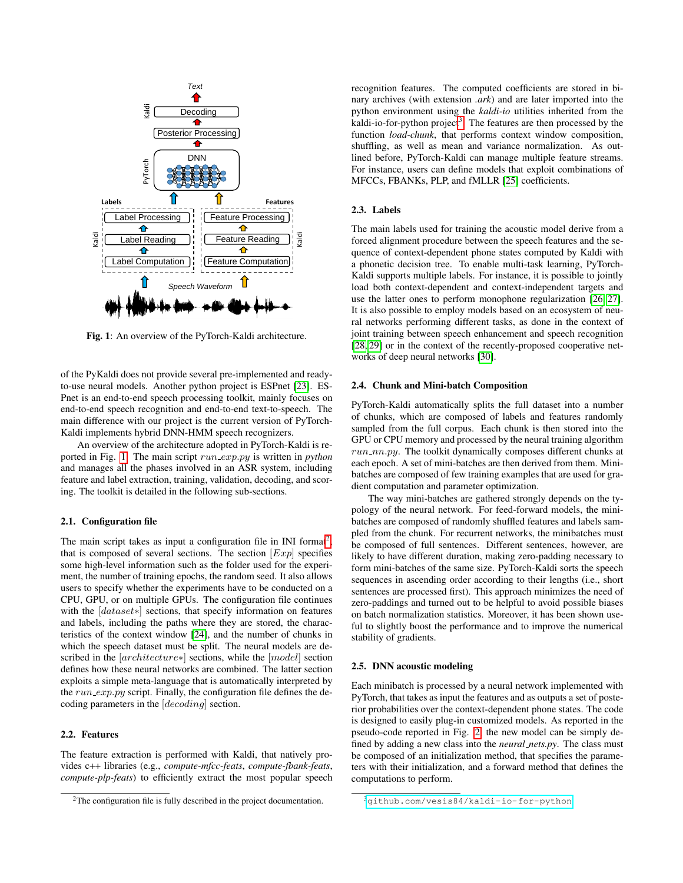**Fig. 1**: An overview of the PyTorch-Kaldi architecture.

of the PyKaldi does not provide several pre-implemented and ready-to-use neural models. Another python project is ESPnet [23]. ESPnet is an end-to-end speech processing toolkit, mainly focuses on end-to-end speech recognition and end-to-end text-to-speech. The main difference with our project is the current version of PyTorch-Kaldi implements hybrid DNN-HMM speech recognizers.

An overview of the architecture adopted in PyTorch-Kaldi is reported in Fig. 1. The main script *run_exp.py* is written in *python* and manages all the phases involved in an ASR system, including feature and label extraction, training, validation, decoding, and scoring. The toolkit is detailed in the following sub-sections.

### 2.1. Configuration file

The main script takes as input a configuration file in INI format[2], that is composed of several sections. The section $[Exp]$ specifies some high-level information such as the folder used for the experiment, the number of training epochs, the random seed. It also allows users to specify whether the experiments have to be conducted on a CPU, GPU, or on multiple GPUs. The configuration file continues with the $[dataset*]$ sections, that specify information on features and labels, including the paths where they are stored, the characteristics of the context window [24], and the number of chunks in which the speech dataset must be split. The neural models are described in the $[architecture*]$ sections, while the $[model]$ section defines how these neural networks are combined. The latter section exploits a simple meta-language that is automatically interpreted by the *run_exp.py* script. Finally, the configuration file defines the decoding parameters in the $[decoding]$ section.

### 2.2. Features

The feature extraction is performed with Kaldi, that natively provides c++ libraries (e.g., *compute-mfcc-feats*, *compute-fbank-feats*, *compute-plp-feats*) to efficiently extract the most popular speech recognition features. The computed coefficients are stored in binary archives (with extension *.ark*) and are later imported into the python environment using the *kaldi-io* utilities inherited from the kaldi-io-for-python project[3]. The features are then processed by the function *load-chunk*, that performs context window composition, shuffling, as well as mean and variance normalization. As outlined before, PyTorch-Kaldi can manage multiple feature streams. For instance, users can define models that exploit combinations of MFCCs, FBANKs, PLP, and fMLLR [25] coefficients.

### 2.3. Labels

The main labels used for training the acoustic model derive from a forced alignment procedure between the speech features and the sequence of context-dependent phone states computed by Kaldi with a phonetic decision tree. To enable multi-task learning, PyTorch-Kaldi supports multiple labels. For instance, it is possible to jointly load both context-dependent and context-independent targets and use the latter ones to perform monophone regularization [26, 27]. It is also possible to employ models based on an ecosystem of neural networks performing different tasks, as done in the context of joint training between speech enhancement and speech recognition [28, 29] or in the context of the recently-proposed cooperative networks of deep neural networks [30].

### 2.4. Chunk and Mini-batch Composition

PyTorch-Kaldi automatically splits the full dataset into a number of chunks, which are composed of labels and features randomly sampled from the full corpus. Each chunk is then stored into the GPU or CPU memory and processed by the neural training algorithm *run_nn.py*. The toolkit dynamically composes different chunks at each epoch. A set of mini-batches are then derived from them. Mini-batches are composed of few training examples that are used for gradient computation and parameter optimization.

The way mini-batches are gathered strongly depends on the typology of the neural network. For feed-forward models, the mini-batches are composed of randomly shuffled features and labels sampled from the chunk. For recurrent networks, the minibatches must be composed of full sentences. Different sentences, however, are likely to have different duration, making zero-padding necessary to form mini-batches of the same size. PyTorch-Kaldi sorts the speech sequences in ascending order according to their lengths (i.e., short sentences are processed first). This approach minimizes the need of zero-paddings and turned out to be helpful to avoid possible biases on batch normalization statistics. Moreover, it has been shown useful to slightly boost the performance and to improve the numerical stability of gradients.

### 2.5. DNN acoustic modeling

Each minibatch is processed by a neural network implemented with PyTorch, that takes as input the features and as outputs a set of posterior probabilities over the context-dependent phone states. The code is designed to easily plug-in customized models. As reported in the pseudo-code reported in Fig. 2, the new model can be simply defined by adding a new class into the *neural_nets.py*. The class must be composed of an initialization method, that specifies the parameters with their initialization, and a forward method that defines the computations to perform.

[2] The configuration file is fully described in the project documentation.

[3] github.com/vesis84/kaldi-io-for-python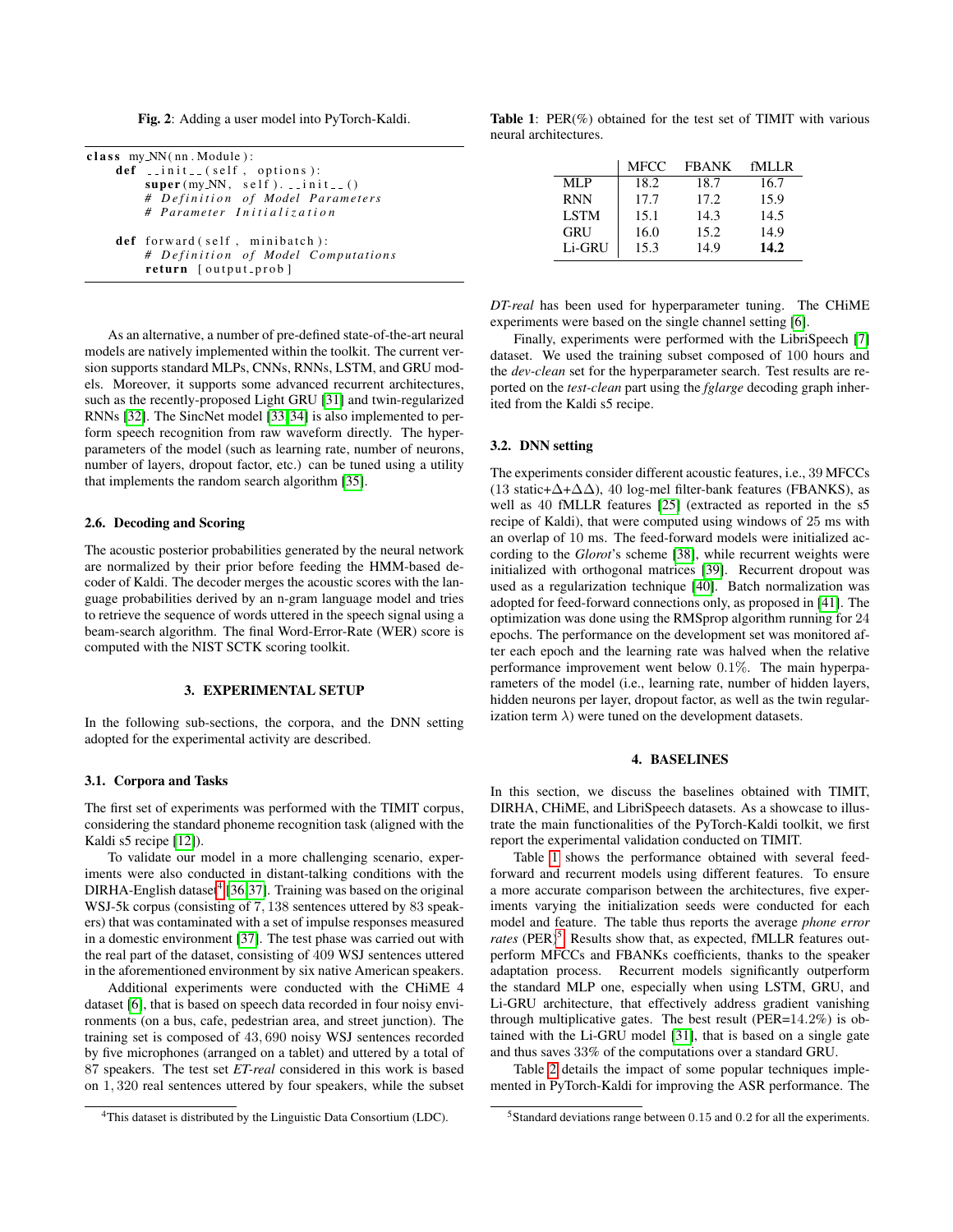**Fig. 2**: Adding a user model into PyTorch-Kaldi.

```
class my_NN(nn.Module):
    def __init__(self, options):
        super(my_NN, self).__init__()
        # Definition of Model Parameters
        # Parameter Initialization

    def forward(self, minibatch):
        # Definition of Model Computations
        return [output_prob]
```

As an alternative, a number of pre-defined state-of-the-art neural models are natively implemented within the toolkit. The current version supports standard MLPs, CNNs, RNNs, LSTM, and GRU models. Moreover, it supports some advanced recurrent architectures, such as the recently-proposed Light GRU [31] and twin-regularized RNNs [32]. The SincNet model [33,34] is also implemented to perform speech recognition from raw waveform directly. The hyperparameters of the model (such as learning rate, number of neurons, number of layers, dropout factor, etc.) can be tuned using a utility that implements the random search algorithm [35].

### 2.6. Decoding and Scoring

The acoustic posterior probabilities generated by the neural network are normalized by their prior before feeding the HMM-based decoder of Kaldi. The decoder merges the acoustic scores with the language probabilities derived by an n-gram language model and tries to retrieve the sequence of words uttered in the speech signal using a beam-search algorithm. The final Word-Error-Rate (WER) score is computed with the NIST SCTK scoring toolkit.

## 3. EXPERIMENTAL SETUP

In the following sub-sections, the corpora, and the DNN setting adopted for the experimental activity are described.

### 3.1. Corpora and Tasks

The first set of experiments was performed with the TIMIT corpus, considering the standard phoneme recognition task (aligned with the Kaldi s5 recipe [12]).

To validate our model in a more challenging scenario, experiments were also conducted in distant-talking conditions with the DIRHA-English dataset[4] [36,37]. Training was based on the original WSJ-5k corpus (consisting of 7,138 sentences uttered by 83 speakers) that was contaminated with a set of impulse responses measured in a domestic environment [37]. The test phase was carried out with the real part of the dataset, consisting of 409 WSJ sentences uttered in the aforementioned environment by six native American speakers.

Additional experiments were conducted with the CHiME 4 dataset [6], that is based on speech data recorded in four noisy environments (on a bus, cafe, pedestrian area, and street junction). The training set is composed of 43,690 noisy WSJ sentences recorded by five microphones (arranged on a tablet) and uttered by a total of 87 speakers. The test set *ET-real* considered in this work is based on 1,320 real sentences uttered by four speakers, while the subset *DT-real* has been used for hyperparameter tuning. The CHiME experiments were based on the single channel setting [6].

Finally, experiments were performed with the LibriSpeech [7] dataset. We used the training subset composed of 100 hours and the *dev-clean* set for the hyperparameter search. Test results are reported on the *test-clean* part using the *fglarge* decoding graph inherited from the Kaldi s5 recipe.

[4] This dataset is distributed by the Linguistic Data Consortium (LDC).

**Table 1**: PER(%) obtained for the test set of TIMIT with various neural architectures.

| | MFCC | FBANK | fMLLR |
|---|---|---|---|
| MLP | 18.2 | 18.7 | 16.7 |
| RNN | 17.7 | 17.2 | 15.9 |
| LSTM | 15.1 | 14.3 | 14.5 |
| GRU | 16.0 | 15.2 | 14.9 |
| Li-GRU | 15.3 | 14.9 | **14.2** |

### 3.2. DNN setting

The experiments consider different acoustic features, i.e., 39 MFCCs (13 static+$\Delta$+$\Delta\Delta$), 40 log-mel filter-bank features (FBANKS), as well as 40 fMLLR features [25] (extracted as reported in the s5 recipe of Kaldi), that were computed using windows of 25 ms with an overlap of 10 ms. The feed-forward models were initialized according to the *Glorot*'s scheme [38], while recurrent weights were initialized with orthogonal matrices [39]. Recurrent dropout was used as a regularization technique [40]. Batch normalization was adopted for feed-forward connections only, as proposed in [41]. The optimization was done using the RMSprop algorithm running for 24 epochs. The performance on the development set was monitored after each epoch and the learning rate was halved when the relative performance improvement went below 0.1%. The main hyperparameters of the model (i.e., learning rate, number of hidden layers, hidden neurons per layer, dropout factor, as well as the twin regularization term $\lambda$) were tuned on the development datasets.

## 4. BASELINES

In this section, we discuss the baselines obtained with TIMIT, DIRHA, CHiME, and LibriSpeech datasets. As a showcase to illustrate the main functionalities of the PyTorch-Kaldi toolkit, we first report the experimental validation conducted on TIMIT.

Table 1 shows the performance obtained with several feed-forward and recurrent models using different features. To ensure a more accurate comparison between the architectures, five experiments varying the initialization seeds were conducted for each model and feature. The table thus reports the average *phone error rates* (PER)[5]. Results show that, as expected, fMLLR features outperform MFCCs and FBANKs coefficients, thanks to the speaker adaptation process. Recurrent models significantly outperform the standard MLP one, especially when using LSTM, GRU, and Li-GRU architecture, that effectively address gradient vanishing through multiplicative gates. The best result (PER=14.2%) is obtained with the Li-GRU model [31], that is based on a single gate and thus saves 33% of the computations over a standard GRU.

Table 2 details the impact of some popular techniques implemented in PyTorch-Kaldi for improving the ASR performance. The

[5] Standard deviations range between 0.15 and 0.2 for all the experiments.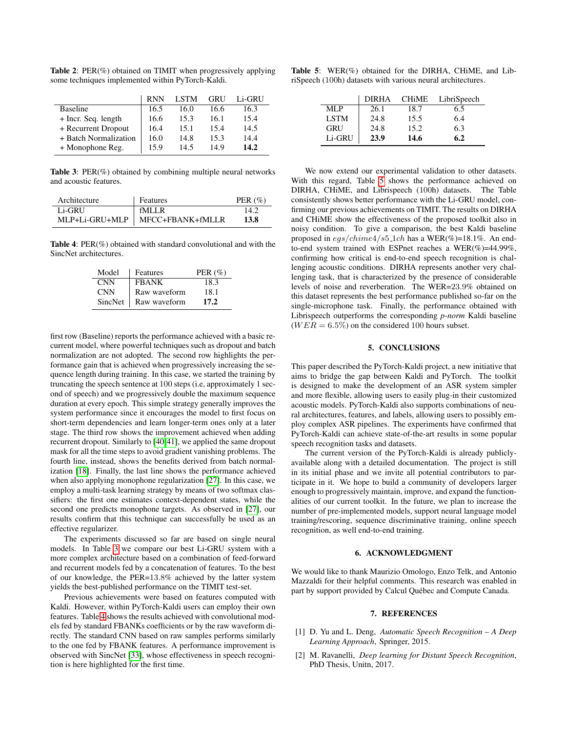**Table 2**: PER(%) obtained on TIMIT when progressively applying some techniques implemented within PyTorch-Kaldi.

| | RNN | LSTM | GRU | Li-GRU |
|---|---|---|---|---|
| Baseline | 16.5 | 16.0 | 16.6 | 16.3 |
| + Incr. Seq. length | 16.6 | 15.3 | 16.1 | 15.4 |
| + Recurrent Dropout | 16.4 | 15.1 | 15.4 | 14.5 |
| + Batch Normalization | 16.0 | 14.8 | 15.3 | 14.4 |
| + Monophone Reg. | 15.9 | 14.5 | 14.9 | **14.2** |

**Table 3**: PER(%) obtained by combining multiple neural networks and acoustic features.

| Architecture | Features | PER (%) |
|---|---|---|
| Li-GRU | fMLLR | 14.2 |
| MLP+Li-GRU+MLP | MFCC+FBANK+fMLLR | **13.8** |

**Table 4**: PER(%) obtained with standard convolutional and with the SincNet architectures.

| Model | Features | PER (%) |
|---|---|---|
| CNN | FBANK | 18.3 |
| CNN | Raw waveform | 18.1 |
| SincNet | Raw waveform | **17.2** |

first row (Baseline) reports the performance achieved with a basic recurrent model, where powerful techniques such as dropout and batch normalization are not adopted. The second row highlights the performance gain that is achieved when progressively increasing the sequence length during training. In this case, we started the training by truncating the speech sentence at 100 steps (i.e, approximately 1 second of speech) and we progressively double the maximum sequence duration at every epoch. This simple strategy generally improves the system performance since it encourages the model to first focus on short-term dependencies and learn longer-term ones only at a later stage. The third row shows the improvement achieved when adding recurrent dropout. Similarly to [40,41], we applied the same dropout mask for all the time steps to avoid gradient vanishing problems. The fourth line, instead, shows the benefits derived from batch normalization [18]. Finally, the last line shows the performance achieved when also applying monophone regularization [27]. In this case, we employ a multi-task learning strategy by means of two softmax classifiers: the first one estimates context-dependent states, while the second one predicts monophone targets. As observed in [27], our results confirm that this technique can successfully be used as an effective regularizer.

The experiments discussed so far are based on single neural models. In Table 3 we compare our best Li-GRU system with a more complex architecture based on a combination of feed-forward and recurrent models fed by a concatenation of features. To the best of our knowledge, the PER=13.8% achieved by the latter system yields the best-published performance on the TIMIT test-set.

Previous achievements were based on features computed with Kaldi. However, within PyTorch-Kaldi users can employ their own features. Table 4 shows the results achieved with convolutional models fed by standard FBANKs coefficients or by the raw waveform directly. The standard CNN based on raw samples performs similarly to the one fed by FBANK features. A performance improvement is observed with SincNet [33], whose effectiveness in speech recognition is here highlighted for the first time.

**Table 5**: WER(%) obtained for the DIRHA, CHiME, and LibriSpeech (100h) datasets with various neural architectures.

| | DIRHA | CHiME | LibriSpeech |
|---|---|---|---|
| MLP | 26.1 | 18.7 | 6.5 |
| LSTM | 24.8 | 15.5 | 6.4 |
| GRU | 24.8 | 15.2 | 6.3 |
| Li-GRU | **23.9** | **14.6** | **6.2** |

We now extend our experimental validation to other datasets. With this regard, Table 5 shows the performance achieved on DIRHA, CHiME, and Librispeech (100h) datasets. The Table consistently shows better performance with the Li-GRU model, confirming our previous achievements on TIMIT. The results on DIRHA and CHiME show the effectiveness of the proposed toolkit also in noisy condition. To give a comparison, the best Kaldi baseline proposed in $egs/chime4/s5\_1ch$ has a WER(%)=18.1%. An end-to-end system trained with ESPnet reaches a WER(%)=44.99%, confirming how critical is end-to-end speech recognition is challenging acoustic conditions. DIRHA represents another very challenging task, that is characterized by the presence of considerable levels of noise and reverberation. The WER=23.9% obtained on this dataset represents the best performance published so-far on the single-microphone task. Finally, the performance obtained with Librispeech outperforms the corresponding *p-norm* Kaldi baseline ($WER = 6.5\%$) on the considered 100 hours subset.

## 5. CONCLUSIONS

This paper described the PyTorch-Kaldi project, a new initiative that aims to bridge the gap between Kaldi and PyTorch. The toolkit is designed to make the development of an ASR system simpler and more flexible, allowing users to easily plug-in their customized acoustic models. PyTorch-Kaldi also supports combinations of neural architectures, features, and labels, allowing users to possibly employ complex ASR pipelines. The experiments have confirmed that PyTorch-Kaldi can achieve state-of-the-art results in some popular speech recognition tasks and datasets.

The current version of the PyTorch-Kaldi is already publicly-available along with a detailed documentation. The project is still in its initial phase and we invite all potential contributors to participate in it. We hope to build a community of developers larger enough to progressively maintain, improve, and expand the functionalities of our current toolkit. In the future, we plan to increase the number of pre-implemented models, support neural language model training/rescoring, sequence discriminative training, online speech recognition, as well end-to-end training.

## 6. ACKNOWLEDGMENT

We would like to thank Maurizio Omologo, Enzo Telk, and Antonio Mazzaldi for their helpful comments. This research was enabled in part by support provided by Calcul Québec and Compute Canada.

## 7. REFERENCES

[1] D. Yu and L. Deng, *Automatic Speech Recognition – A Deep Learning Approach*, Springer, 2015.

[2] M. Ravanelli, *Deep learning for Distant Speech Recognition*, PhD Thesis, Unitn, 2017.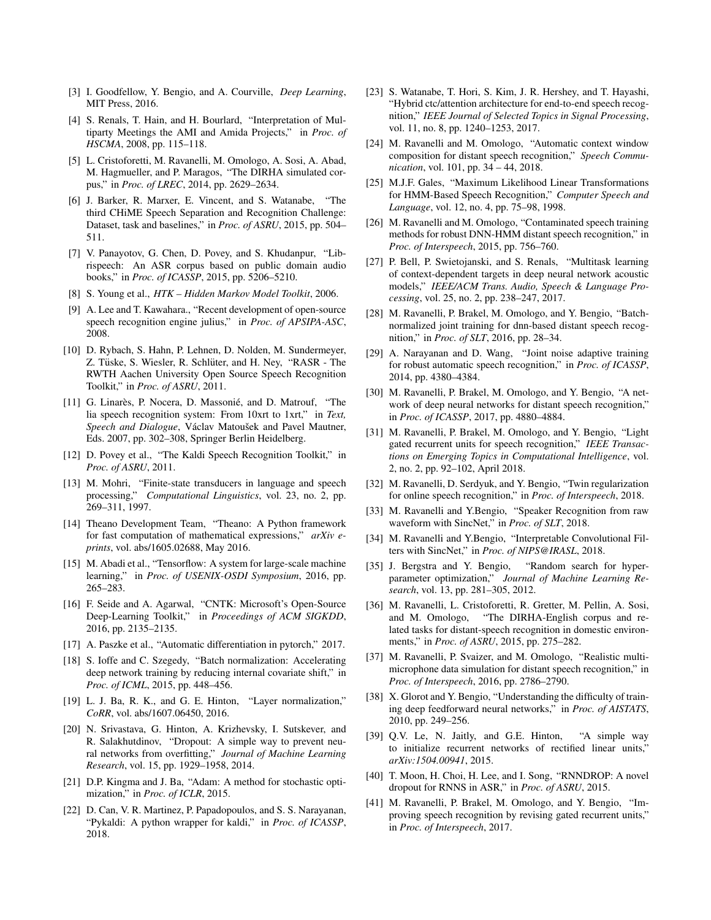[3] I. Goodfellow, Y. Bengio, and A. Courville, *Deep Learning*, MIT Press, 2016.

[4] S. Renals, T. Hain, and H. Bourlard, "Interpretation of Multiparty Meetings the AMI and Amida Projects," in *Proc. of HSCMA*, 2008, pp. 115–118.

[5] L. Cristoforetti, M. Ravanelli, M. Omologo, A. Sosi, A. Abad, M. Hagmueller, and P. Maragos, "The DIRHA simulated corpus," in *Proc. of LREC*, 2014, pp. 2629–2634.

[6] J. Barker, R. Marxer, E. Vincent, and S. Watanabe, "The third CHiME Speech Separation and Recognition Challenge: Dataset, task and baselines," in *Proc. of ASRU*, 2015, pp. 504–511.

[7] V. Panayotov, G. Chen, D. Povey, and S. Khudanpur, "Librispeech: An ASR corpus based on public domain audio books," in *Proc. of ICASSP*, 2015, pp. 5206–5210.

[8] S. Young et al., *HTK – Hidden Markov Model Toolkit*, 2006.

[9] A. Lee and T. Kawahara., "Recent development of open-source speech recognition engine julius," in *Proc. of APSIPA-ASC*, 2008.

[10] D. Rybach, S. Hahn, P. Lehnen, D. Nolden, M. Sundermeyer, Z. Tüske, S. Wiesler, R. Schlüter, and H. Ney, "RASR - The RWTH Aachen University Open Source Speech Recognition Toolkit," in *Proc. of ASRU*, 2011.

[11] G. Linarès, P. Nocera, D. Massonié, and D. Matrouf, "The lia speech recognition system: From 10xrt to 1xrt," in *Text, Speech and Dialogue*, Václav Matoušek and Pavel Mautner, Eds. 2007, pp. 302–308, Springer Berlin Heidelberg.

[12] D. Povey et al., "The Kaldi Speech Recognition Toolkit," in *Proc. of ASRU*, 2011.

[13] M. Mohri, "Finite-state transducers in language and speech processing," *Computational Linguistics*, vol. 23, no. 2, pp. 269–311, 1997.

[14] Theano Development Team, "Theano: A Python framework for fast computation of mathematical expressions," *arXiv e-prints*, vol. abs/1605.02688, May 2016.

[15] M. Abadi et al., "Tensorflow: A system for large-scale machine learning," in *Proc. of USENIX-OSDI Symposium*, 2016, pp. 265–283.

[16] F. Seide and A. Agarwal, "CNTK: Microsoft's Open-Source Deep-Learning Toolkit," in *Proceedings of ACM SIGKDD*, 2016, pp. 2135–2135.

[17] A. Paszke et al., "Automatic differentiation in pytorch," 2017.

[18] S. Ioffe and C. Szegedy, "Batch normalization: Accelerating deep network training by reducing internal covariate shift," in *Proc. of ICML*, 2015, pp. 448–456.

[19] L. J. Ba, R. K., and G. E. Hinton, "Layer normalization," *CoRR*, vol. abs/1607.06450, 2016.

[20] N. Srivastava, G. Hinton, A. Krizhevsky, I. Sutskever, and R. Salakhutdinov, "Dropout: A simple way to prevent neural networks from overfitting," *Journal of Machine Learning Research*, vol. 15, pp. 1929–1958, 2014.

[21] D.P. Kingma and J. Ba, "Adam: A method for stochastic optimization," in *Proc. of ICLR*, 2015.

[22] D. Can, V. R. Martinez, P. Papadopoulos, and S. S. Narayanan, "Pykaldi: A python wrapper for kaldi," in *Proc. of ICASSP*, 2018.

[23] S. Watanabe, T. Hori, S. Kim, J. R. Hershey, and T. Hayashi, "Hybrid ctc/attention architecture for end-to-end speech recognition," *IEEE Journal of Selected Topics in Signal Processing*, vol. 11, no. 8, pp. 1240–1253, 2017.

[24] M. Ravanelli and M. Omologo, "Automatic context window composition for distant speech recognition," *Speech Communication*, vol. 101, pp. 34 – 44, 2018.

[25] M.J.F. Gales, "Maximum Likelihood Linear Transformations for HMM-Based Speech Recognition," *Computer Speech and Language*, vol. 12, no. 4, pp. 75–98, 1998.

[26] M. Ravanelli and M. Omologo, "Contaminated speech training methods for robust DNN-HMM distant speech recognition," in *Proc. of Interspeech*, 2015, pp. 756–760.

[27] P. Bell, P. Swietojanski, and S. Renals, "Multitask learning of context-dependent targets in deep neural network acoustic models," *IEEE/ACM Trans. Audio, Speech & Language Processing*, vol. 25, no. 2, pp. 238–247, 2017.

[28] M. Ravanelli, P. Brakel, M. Omologo, and Y. Bengio, "Batch-normalized joint training for dnn-based distant speech recognition," in *Proc. of SLT*, 2016, pp. 28–34.

[29] A. Narayanan and D. Wang, "Joint noise adaptive training for robust automatic speech recognition," in *Proc. of ICASSP*, 2014, pp. 4380–4384.

[30] M. Ravanelli, P. Brakel, M. Omologo, and Y. Bengio, "A network of deep neural networks for distant speech recognition," in *Proc. of ICASSP*, 2017, pp. 4880–4884.

[31] M. Ravanelli, P. Brakel, M. Omologo, and Y. Bengio, "Light gated recurrent units for speech recognition," *IEEE Transactions on Emerging Topics in Computational Intelligence*, vol. 2, no. 2, pp. 92–102, April 2018.

[32] M. Ravanelli, D. Serdyuk, and Y. Bengio, "Twin regularization for online speech recognition," in *Proc. of Interspeech*, 2018.

[33] M. Ravanelli and Y.Bengio, "Speaker Recognition from raw waveform with SincNet," in *Proc. of SLT*, 2018.

[34] M. Ravanelli and Y.Bengio, "Interpretable Convolutional Filters with SincNet," in *Proc. of NIPS@IRASL*, 2018.

[35] J. Bergstra and Y. Bengio, "Random search for hyper-parameter optimization," *Journal of Machine Learning Research*, vol. 13, pp. 281–305, 2012.

[36] M. Ravanelli, L. Cristoforetti, R. Gretter, M. Pellin, A. Sosi, and M. Omologo, "The DIRHA-English corpus and related tasks for distant-speech recognition in domestic environments," in *Proc. of ASRU*, 2015, pp. 275–282.

[37] M. Ravanelli, P. Svaizer, and M. Omologo, "Realistic multi-microphone data simulation for distant speech recognition," in *Proc. of Interspeech*, 2016, pp. 2786–2790.

[38] X. Glorot and Y. Bengio, "Understanding the difficulty of training deep feedforward neural networks," in *Proc. of AISTATS*, 2010, pp. 249–256.

[39] Q.V. Le, N. Jaitly, and G.E. Hinton, "A simple way to initialize recurrent networks of rectified linear units," *arXiv:1504.00941*, 2015.

[40] T. Moon, H. Choi, H. Lee, and I. Song, "RNNDROP: A novel dropout for RNNS in ASR," in *Proc. of ASRU*, 2015.

[41] M. Ravanelli, P. Brakel, M. Omologo, and Y. Bengio, "Improving speech recognition by revising gated recurrent units," in *Proc. of Interspeech*, 2017.